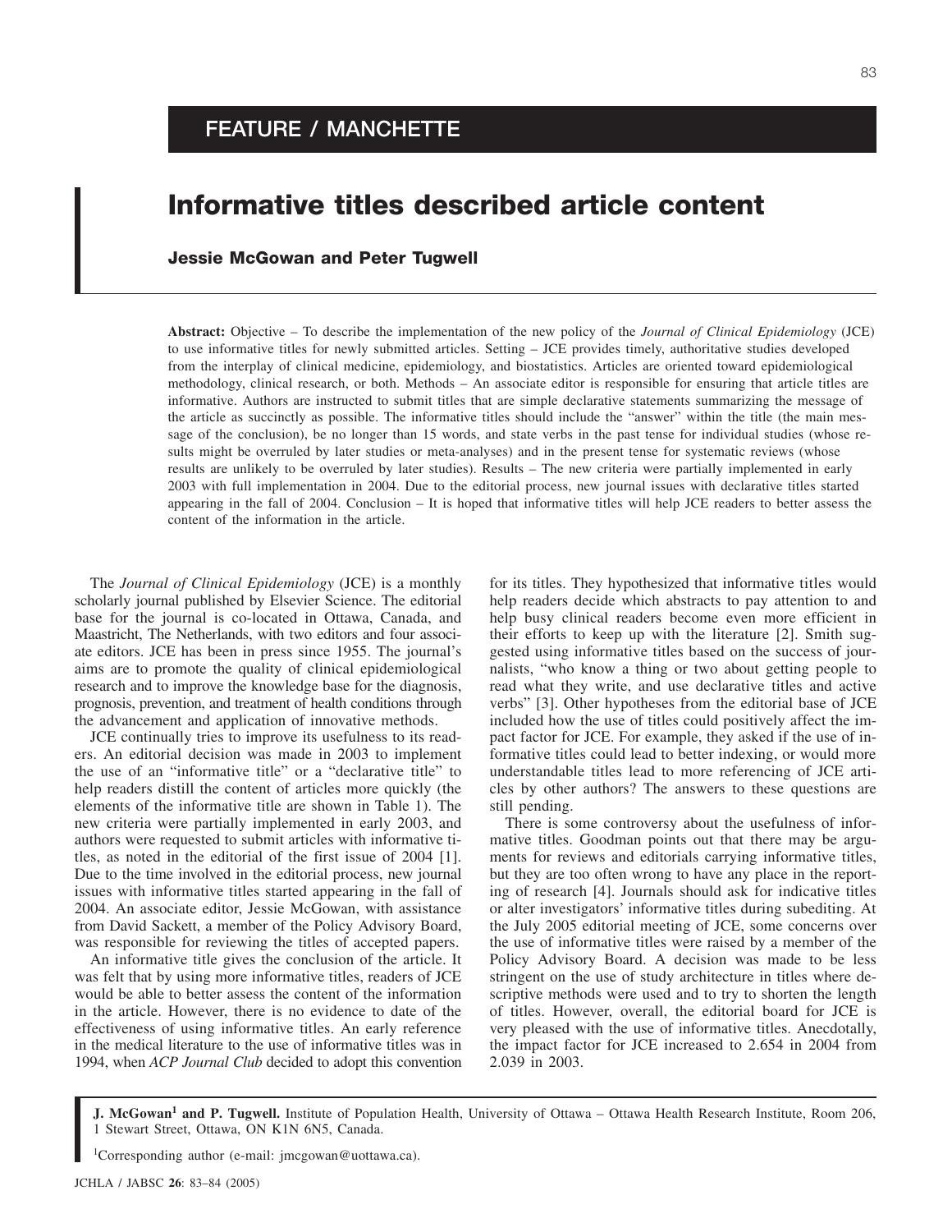FEATURE / MANCHETTE

# Informative titles described article content

**Jessie McGowan and Peter Tugwell**

**Abstract:** Objective – To describe the implementation of the new policy of the *Journal of Clinical Epidemiology* (JCE) to use informative titles for newly submitted articles. Setting – JCE provides timely, authoritative studies developed from the interplay of clinical medicine, epidemiology, and biostatistics. Articles are oriented toward epidemiological methodology, clinical research, or both. Methods – An associate editor is responsible for ensuring that article titles are informative. Authors are instructed to submit titles that are simple declarative statements summarizing the message of the article as succinctly as possible. The informative titles should include the "answer" within the title (the main message of the conclusion), be no longer than 15 words, and state verbs in the past tense for individual studies (whose results might be overruled by later studies or meta-analyses) and in the present tense for systematic reviews (whose results are unlikely to be overruled by later studies). Results – The new criteria were partially implemented in early 2003 with full implementation in 2004. Due to the editorial process, new journal issues with declarative titles started appearing in the fall of 2004. Conclusion – It is hoped that informative titles will help JCE readers to better assess the content of the information in the article.

The *Journal of Clinical Epidemiology* (JCE) is a monthly scholarly journal published by Elsevier Science. The editorial base for the journal is co-located in Ottawa, Canada, and Maastricht, The Netherlands, with two editors and four associate editors. JCE has been in press since 1955. The journal's aims are to promote the quality of clinical epidemiological research and to improve the knowledge base for the diagnosis, prognosis, prevention, and treatment of health conditions through the advancement and application of innovative methods.

JCE continually tries to improve its usefulness to its readers. An editorial decision was made in 2003 to implement the use of an "informative title" or a "declarative title" to help readers distill the content of articles more quickly (the elements of the informative title are shown in Table 1). The new criteria were partially implemented in early 2003, and authors were requested to submit articles with informative titles, as noted in the editorial of the first issue of 2004 [1]. Due to the time involved in the editorial process, new journal issues with informative titles started appearing in the fall of 2004. An associate editor, Jessie McGowan, with assistance from David Sackett, a member of the Policy Advisory Board, was responsible for reviewing the titles of accepted papers.

An informative title gives the conclusion of the article. It was felt that by using more informative titles, readers of JCE would be able to better assess the content of the information in the article. However, there is no evidence to date of the effectiveness of using informative titles. An early reference in the medical literature to the use of informative titles was in 1994, when *ACP Journal Club* decided to adopt this convention for its titles. They hypothesized that informative titles would help readers decide which abstracts to pay attention to and help busy clinical readers become even more efficient in their efforts to keep up with the literature [2]. Smith suggested using informative titles based on the success of journalists, "who know a thing or two about getting people to read what they write, and use declarative titles and active verbs" [3]. Other hypotheses from the editorial base of JCE included how the use of titles could positively affect the impact factor for JCE. For example, they asked if the use of informative titles could lead to better indexing, or would more understandable titles lead to more referencing of JCE articles by other authors? The answers to these questions are still pending.

There is some controversy about the usefulness of informative titles. Goodman points out that there may be arguments for reviews and editorials carrying informative titles, but they are too often wrong to have any place in the reporting of research [4]. Journals should ask for indicative titles or alter investigators' informative titles during subediting. At the July 2005 editorial meeting of JCE, some concerns over the use of informative titles were raised by a member of the Policy Advisory Board. A decision was made to be less stringent on the use of study architecture in titles where descriptive methods were used and to try to shorten the length of titles. However, overall, the editorial board for JCE is very pleased with the use of informative titles. Anecdotally, the impact factor for JCE increased to 2.654 in 2004 from 2.039 in 2003.

**J. McGowan[1] and P. Tugwell.** Institute of Population Health, University of Ottawa – Ottawa Health Research Institute, Room 206, 1 Stewart Street, Ottawa, ON K1N 6N5, Canada.

[1]Corresponding author (e-mail: jmcgowan@uottawa.ca).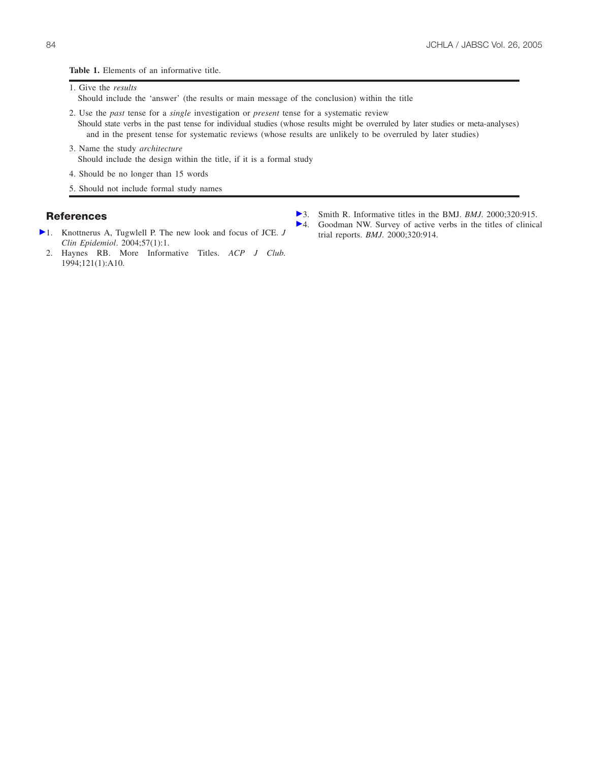**Table 1.** Elements of an informative title.

1. Give the *results*
   Should include the 'answer' (the results or main message of the conclusion) within the title
2. Use the *past* tense for a *single* investigation or *present* tense for a systematic review
   Should state verbs in the past tense for individual studies (whose results might be overruled by later studies or meta-analyses) and in the present tense for systematic reviews (whose results are unlikely to be overruled by later studies)
3. Name the study *architecture*
   Should include the design within the title, if it is a formal study
4. Should be no longer than 15 words
5. Should not include formal study names

## References

1. Knottnerus A, Tugwlell P. The new look and focus of JCE. *J Clin Epidemiol*. 2004;57(1):1.
2. Haynes RB. More Informative Titles. *ACP J Club.* 1994;121(1):A10.
3. Smith R. Informative titles in the BMJ. *BMJ*. 2000;320:915.
4. Goodman NW. Survey of active verbs in the titles of clinical trial reports. *BMJ*. 2000;320:914.